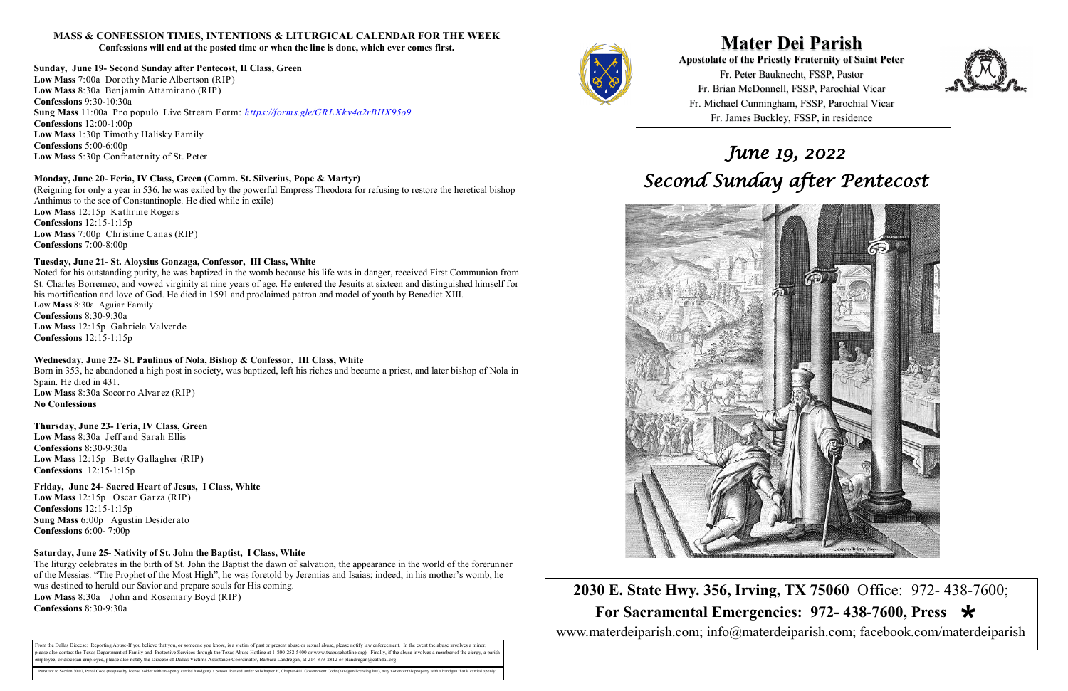## MASS & CONFESSION TIMES, INTENTIONS & LITURGICAL CALENDAR FOR THE WEEK

**Confessions will end at the posted time or when the line is done, which ever comes first.**

**Sunday, June 19- Second Sunday after Pentecost, II Class, Green**
**Low Mass** 7:00a Dorothy Marie Albertson (RIP)
**Low Mass** 8:30a Benjamin Attamirano (RIP)
**Confessions** 9:30-10:30a
**Sung Mass** 11:00a Pro populo Live Stream Form: *https://forms.gle/GRLXkv4a2rBHX95o9*
**Confessions** 12:00-1:00p
**Low Mass** 1:30p Timothy Halisky Family
**Confessions** 5:00-6:00p
**Low Mass** 5:30p Confraternity of St. Peter

**Monday, June 20- Feria, IV Class, Green (Comm. St. Silverius, Pope & Martyr)**
(Reigning for only a year in 536, he was exiled by the powerful Empress Theodora for refusing to restore the heretical bishop Anthimus to the see of Constantinople. He died while in exile)
**Low Mass** 12:15p Kathrine Rogers
**Confessions** 12:15-1:15p
**Low Mass** 7:00p Christine Canas (RIP)
**Confessions** 7:00-8:00p

**Tuesday, June 21- St. Aloysius Gonzaga, Confessor, III Class, White**
Noted for his outstanding purity, he was baptized in the womb because his life was in danger, received First Communion from St. Charles Borremeo, and vowed virginity at nine years of age. He entered the Jesuits at sixteen and distinguished himself for his mortification and love of God. He died in 1591 and proclaimed patron and model of youth by Benedict XIII.
**Low Mass** 8:30a Aguiar Family
**Confessions** 8:30-9:30a
**Low Mass** 12:15p Gabriela Valverde
**Confessions** 12:15-1:15p

**Wednesday, June 22- St. Paulinus of Nola, Bishop & Confessor, III Class, White**
Born in 353, he abandoned a high post in society, was baptized, left his riches and became a priest, and later bishop of Nola in Spain. He died in 431.
**Low Mass** 8:30a Socorro Alvarez (RIP)
**No Confessions**

**Thursday, June 23- Feria, IV Class, Green**
**Low Mass** 8:30a Jeff and Sarah Ellis
**Confessions** 8:30-9:30a
**Low Mass** 12:15p Betty Gallagher (RIP)
**Confessions** 12:15-1:15p

**Friday, June 24- Sacred Heart of Jesus, I Class, White**
**Low Mass** 12:15p Oscar Garza (RIP)
**Confessions** 12:15-1:15p
**Sung Mass** 6:00p Agustin Desiderato
**Confessions** 6:00- 7:00p

**Saturday, June 25- Nativity of St. John the Baptist, I Class, White**
The liturgy celebrates in the birth of St. John the Baptist the dawn of salvation, the appearance in the world of the forerunner of the Messias. "The Prophet of the Most High", he was foretold by Jeremias and Isaias; indeed, in his mother's womb, he was destined to herald our Savior and prepare souls for His coming.
**Low Mass** 8:30a John and Rosemary Boyd (RIP)
**Confessions** 8:30-9:30a

From the Dallas Diocese: Reporting Abuse-If you believe that you, or someone you know, is a victim of past or present abuse or sexual abuse, please notify law enforcement. In the event the abuse involves a minor, please also contact the Texas Department of Family and Protective Services through the Texas Abuse Hotline at 1-800-252-5400 or www.txabusehotline.org). Finally, if the abuse involves a member of the clergy, a parish employee, or diocesan employee, please also notify the Diocese of Dallas Victims Assistance Coordinator, Barbara Landregan, at 214-379-2812 or blandregan@cathdal.org

Pursuant to Section 30.07, Penal Code (trespass by license holder with an openly carried handgun), a person licensed under Subchapter H, Chapter 411, Government Code (handgun licensing law), may not enter this property with a handgun that is carried openly.

# Mater Dei Parish

**Apostolate of the Priestly Fraternity of Saint Peter**

Fr. Peter Bauknecht, FSSP, Pastor
Fr. Brian McDonnell, FSSP, Parochial Vicar
Fr. Michael Cunningham, FSSP, Parochial Vicar
Fr. James Buckley, FSSP, in residence

## *June 19, 2022*
## *Second Sunday after Pentecost*

**2030 E. State Hwy. 356, Irving, TX 75060** Office: 972- 438-7600;
**For Sacramental Emergencies: 972- 438-7600, Press ***
www.materdeiparish.com; info@materdeiparish.com; facebook.com/materdeiparish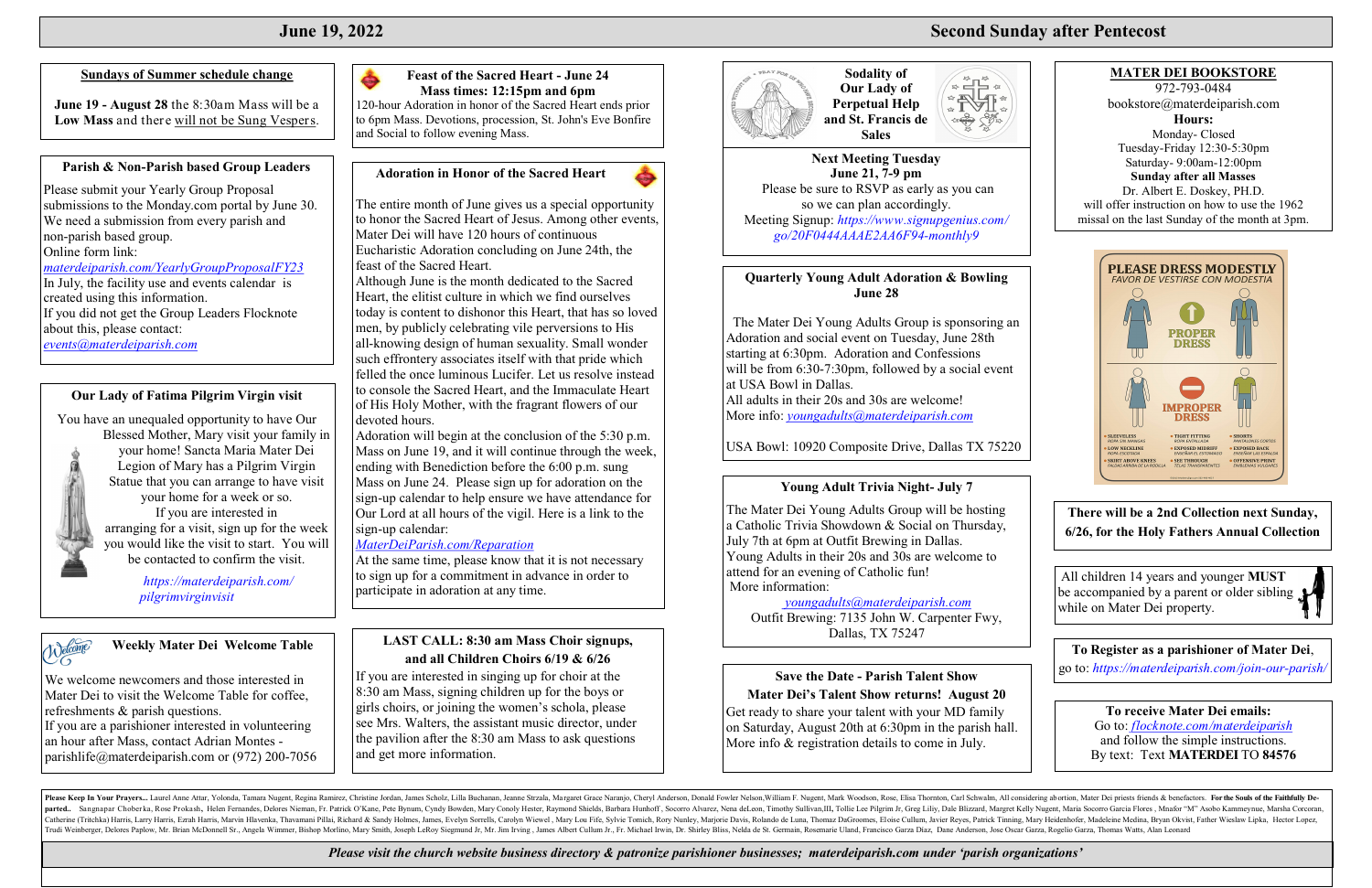**June 19, 2022** — **Second Sunday after Pentecost**

### Sundays of Summer schedule change

**June 19 - August 28** the 8:30am Mass will be a **Low Mass** and there will not be Sung Vespers.

### Parish & Non-Parish based Group Leaders

Please submit your Yearly Group Proposal submissions to the Monday.com portal by June 30. We need a submission from every parish and non-parish based group.
Online form link:
*materdeiparish.com/YearlyGroupProposalFY23*
In July, the facility use and events calendar is created using this information.
If you did not get the Group Leaders Flocknote about this, please contact:
*events@materdeiparish.com*

### Our Lady of Fatima Pilgrim Virgin visit

You have an unequaled opportunity to have Our Blessed Mother, Mary visit your family in your home! Sancta Maria Mater Dei Legion of Mary has a Pilgrim Virgin Statue that you can arrange to have visit your home for a week or so.
If you are interested in arranging for a visit, sign up for the week you would like the visit to start. You will be contacted to confirm the visit.

*https://materdeiparish.com/pilgrimvirginvisit*

### Weekly Mater Dei Welcome Table

We welcome newcomers and those interested in Mater Dei to visit the Welcome Table for coffee, refreshments & parish questions.
If you are a parishioner interested in volunteering an hour after Mass, contact Adrian Montes - parishlife@materdeiparish.com or (972) 200-7056

### Feast of the Sacred Heart - June 24
**Mass times: 12:15pm and 6pm**

120-hour Adoration in honor of the Sacred Heart ends prior to 6pm Mass. Devotions, procession, St. John's Eve Bonfire and Social to follow evening Mass.

### Adoration in Honor of the Sacred Heart

The entire month of June gives us a special opportunity to honor the Sacred Heart of Jesus. Among other events, Mater Dei will have 120 hours of continuous Eucharistic Adoration concluding on June 24th, the feast of the Sacred Heart.
Although June is the month dedicated to the Sacred Heart, the elitist culture in which we find ourselves today is content to dishonor this Heart, that has so loved men, by publicly celebrating vile perversions to His all-knowing design of human sexuality. Small wonder such effrontery associates itself with that pride which felled the once luminous Lucifer. Let us resolve instead to console the Sacred Heart, and the Immaculate Heart of His Holy Mother, with the fragrant flowers of our devoted hours.
Adoration will begin at the conclusion of the 5:30 p.m. Mass on June 19, and it will continue through the week, ending with Benediction before the 6:00 p.m. sung Mass on June 24. Please sign up for adoration on the sign-up calendar to help ensure we have adoration for Our Lord at all hours of the vigil. Here is a link to the sign-up calendar:
*MaterDeiParish.com/Reparation*
At the same time, please know that it is not necessary to sign up for a commitment in advance in order to participate in adoration at any time.

### LAST CALL: 8:30 am Mass Choir signups, and all Children Choirs 6/19 & 6/26

If you are interested in singing up for choir at the 8:30 am Mass, signing children up for the boys or girls choirs, or joining the women's schola, please see Mrs. Walters, the assistant music director, under the pavilion after the 8:30 am Mass to ask questions and get more information.

### Sodality of Our Lady of Perpetual Help and St. Francis de Sales

**Next Meeting Tuesday June 21, 7-9 pm**
Please be sure to RSVP as early as you can so we can plan accordingly.
Meeting Signup: *https://www.signupgenius.com/go/20F0444AAAE2AA6F94-monthly9*

### Quarterly Young Adult Adoration & Bowling June 28

The Mater Dei Young Adults Group is sponsoring an Adoration and social event on Tuesday, June 28th starting at 6:30pm. Adoration and Confessions will be from 6:30-7:30pm, followed by a social event at USA Bowl in Dallas.
All adults in their 20s and 30s are welcome!
More info: *youngadults@materdeiparish.com*

USA Bowl: 10920 Composite Drive, Dallas TX 75220

### Young Adult Trivia Night- July 7

The Mater Dei Young Adults Group will be hosting a Catholic Trivia Showdown & Social on Thursday, July 7th at 6pm at Outfit Brewing in Dallas.
Young Adults in their 20s and 30s are welcome to attend for an evening of Catholic fun!
More information:
*youngadults@materdeiparish.com*
Outfit Brewing: 7135 John W. Carpenter Fwy, Dallas, TX 75247

### Save the Date - Parish Talent Show
**Mater Dei's Talent Show returns! August 20**

Get ready to share your talent with your MD family on Saturday, August 20th at 6:30pm in the parish hall. More info & registration details to come in July.

### MATER DEI BOOKSTORE

972-793-0484
bookstore@materdeiparish.com
**Hours:**
Monday- Closed
Tuesday-Friday 12:30-5:30pm
Saturday- 9:00am-12:00pm
**Sunday after all Masses**
Dr. Albert E. Doskey, PH.D. will offer instruction on how to use the 1962 missal on the last Sunday of the month at 3pm.

**PLEASE DRESS MODESTLY**
*FAVOR DE VESTIRSE CON MODESTIA*
PROPER DRESS
IMPROPER DRESS
SLEEVELESS / ROPA SIN MANGAS
TIGHT FITTING / ROPA ENTALLADA
SHORTS / PANTALONES CORTOS
LOW NECKLINE / ROPA ESCOTADA
EXPOSED MIDRIFF / ENSEÑAR EL ESTÓMAGO
EXPOSED BACK / ENSEÑAR LAS ESPALDA
SKIRT ABOVE KNEES / FALDAS ARRIBA DE LA RODILLA
SEE THROUGH / TELAS TRANSPARENTES
OFFENSIVE PRINT / EMBLEMAS VULGARES

**There will be a 2nd Collection next Sunday, 6/26, for the Holy Fathers Annual Collection**

All children 14 years and younger **MUST** be accompanied by a parent or older sibling while on Mater Dei property.

**To Register as a parishioner of Mater Dei**, go to: *https://materdeiparish.com/join-our-parish/*

**To receive Mater Dei emails:**
Go to: *flocknote.com/materdeiparish*
and follow the simple instructions.
By text: Text **MATERDEI** TO **84576**

**Please Keep In Your Prayers...** Laurel Anne Attar, Yolonda, Tamara Nugent, Regina Ramirez, Christine Jordan, James Scholz, Lilla Buchanan, Jeanne Strzala, Margaret Grace Naranjo, Cheryl Anderson, Donald Fowler Nelson,William F. Nugent, Mark Woodson, Rose, Elisa Thornton, Carl Schwalm, All considering abortion, Mater Dei priests friends & benefactors. **For the Souls of the Faithfully Departed..** Sangnapar Choberka, Rose Prokash, Helen Fernandes, Delores Nieman, Fr. Patrick O'Kane, Pete Bynum, Cyndy Bowden, Mary Conoly Hester, Raymond Shields, Barbara Hunhoff, Socorro Alvarez, Nena deLeon, Timothy Sullivan,III, Tollie Lee Pilgrim Jr, Greg Liliy, Dale Blizzard, Margret Kelly Nugent, Maria Socorro Garcia Flores, Mnafor "M" Asobo Kammeynue, Marsha Corcoran, Catherine (Tritchka) Harris, Larry Harris, Ezrah Harris, Marvin Hlavenka, Thavamani Pillai, Richard & Sandy Holmes, James, Evelyn Sorrells, Carolyn Wiewel, Mary Lou Fife, Sylvie Tomich, Rory Nunley, Marjorie Davis, Rolando de Luna, Thomas DaGroomes, Eloise Cullum, Javier Reyes, Patrick Tinning, Mary Heidenhofer, Madeleine Medina, Bryan Okvist, Father Wieslaw Lipka, Hector Lopez, Trudi Weinberger, Delores Paplow, Mr. Brian McDonnell Sr., Angela Wimmer, Bishop Morlino, Mary Smith, Joseph LeRoy Siegmund Jr, Mr. Jim Irving, James Albert Cullum Jr., Fr. Michael Irwin, Dr. Shirley Bliss, Nelda de St. Germain, Rosemarie Uland, Francisco Garza Diaz, Dane Anderson, Jose Oscar Garza, Rogelio Garza, Thomas Watts, Alan Leonard

*Please visit the church website business directory & patronize parishioner businesses; materdeiparish.com under 'parish organizations'*